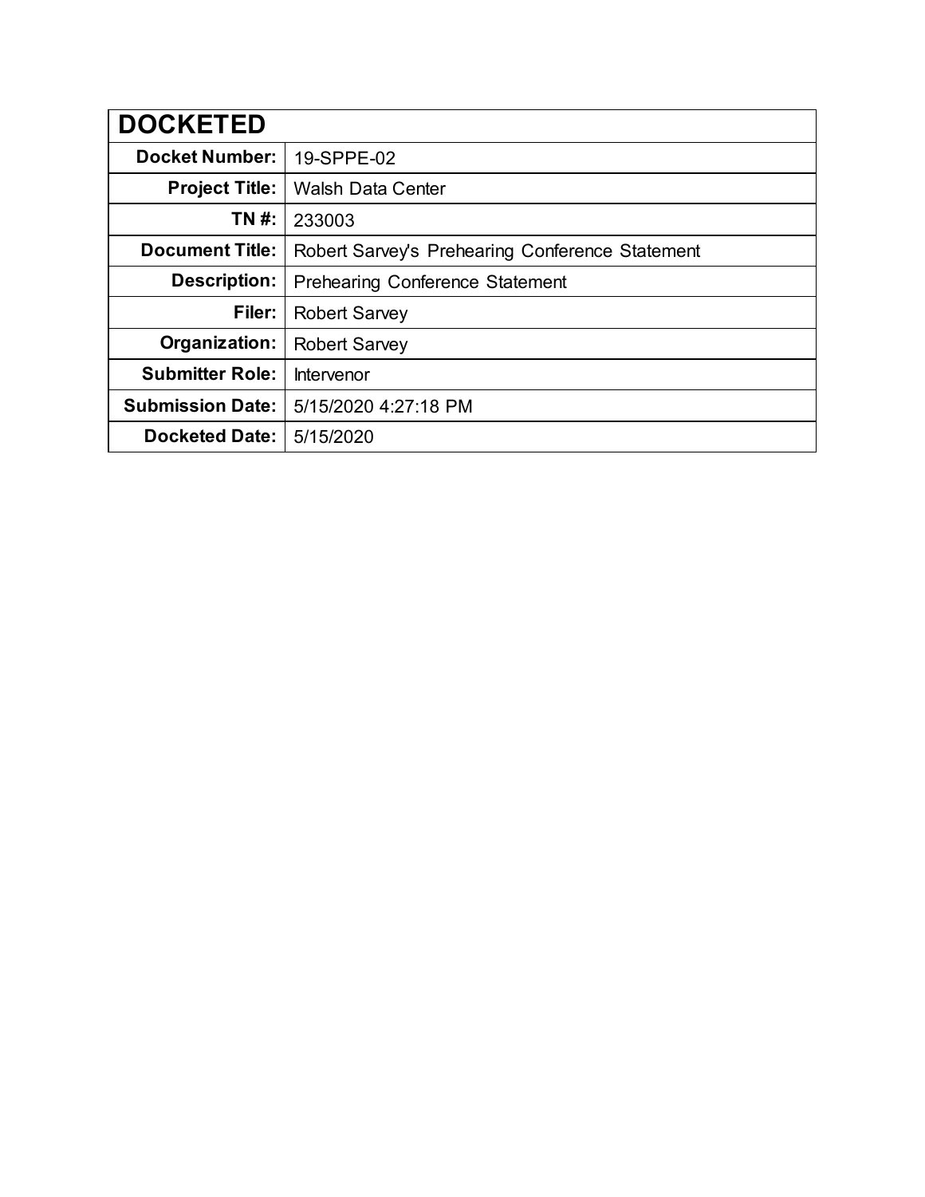| DOCKETED | |
|---|---|
| **Docket Number:** | 19-SPPE-02 |
| **Project Title:** | Walsh Data Center |
| **TN #:** | 233003 |
| **Document Title:** | Robert Sarvey's Prehearing Conference Statement |
| **Description:** | Prehearing Conference Statement |
| **Filer:** | Robert Sarvey |
| **Organization:** | Robert Sarvey |
| **Submitter Role:** | Intervenor |
| **Submission Date:** | 5/15/2020 4:27:18 PM |
| **Docketed Date:** | 5/15/2020 |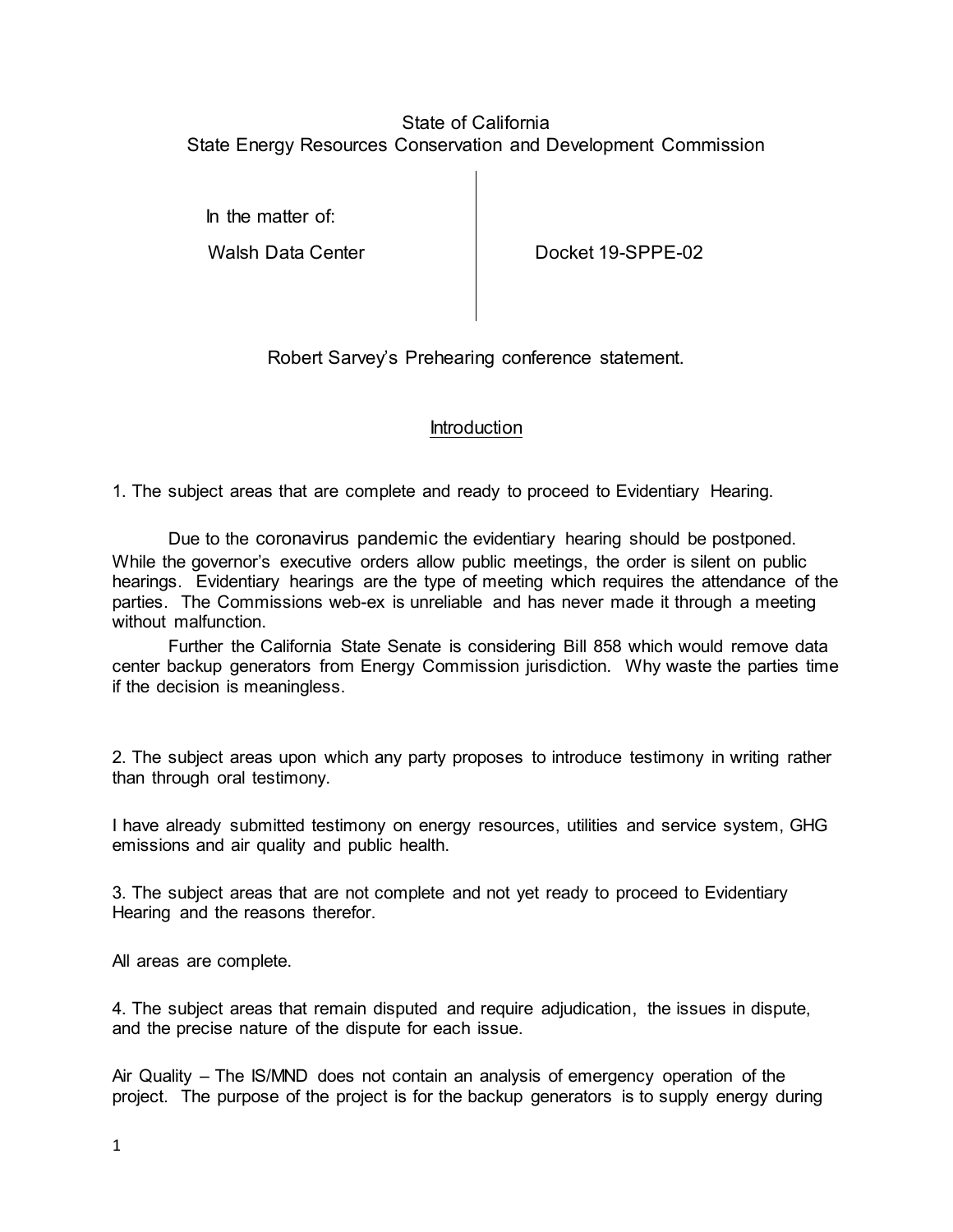State of California
State Energy Resources Conservation and Development Commission

| In the matter of: | |
|---|---|
| Walsh Data Center | Docket 19-SPPE-02 |

Robert Sarvey's Prehearing conference statement.

## Introduction

1. The subject areas that are complete and ready to proceed to Evidentiary Hearing.

Due to the coronavirus pandemic the evidentiary hearing should be postponed. While the governor's executive orders allow public meetings, the order is silent on public hearings. Evidentiary hearings are the type of meeting which requires the attendance of the parties. The Commissions web-ex is unreliable and has never made it through a meeting without malfunction.

Further the California State Senate is considering Bill 858 which would remove data center backup generators from Energy Commission jurisdiction. Why waste the parties time if the decision is meaningless.

2. The subject areas upon which any party proposes to introduce testimony in writing rather than through oral testimony.

I have already submitted testimony on energy resources, utilities and service system, GHG emissions and air quality and public health.

3. The subject areas that are not complete and not yet ready to proceed to Evidentiary Hearing and the reasons therefor.

All areas are complete.

4. The subject areas that remain disputed and require adjudication, the issues in dispute, and the precise nature of the dispute for each issue.

Air Quality – The IS/MND does not contain an analysis of emergency operation of the project. The purpose of the project is for the backup generators is to supply energy during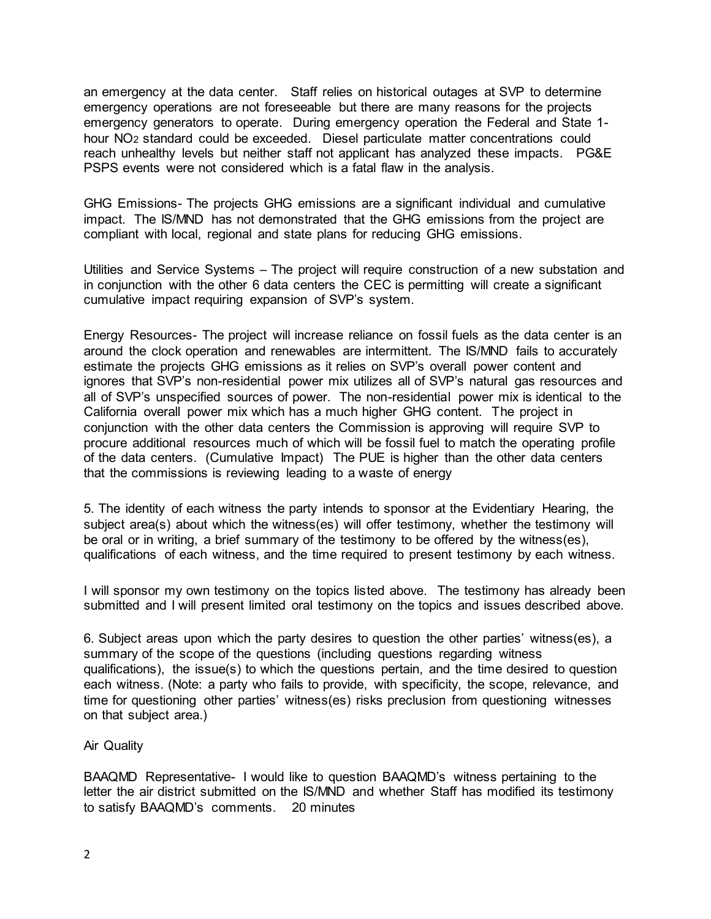an emergency at the data center. Staff relies on historical outages at SVP to determine emergency operations are not foreseeable but there are many reasons for the projects emergency generators to operate. During emergency operation the Federal and State 1-hour $NO_2$ standard could be exceeded. Diesel particulate matter concentrations could reach unhealthy levels but neither staff not applicant has analyzed these impacts. PG&E PSPS events were not considered which is a fatal flaw in the analysis.

GHG Emissions- The projects GHG emissions are a significant individual and cumulative impact. The IS/MND has not demonstrated that the GHG emissions from the project are compliant with local, regional and state plans for reducing GHG emissions.

Utilities and Service Systems – The project will require construction of a new substation and in conjunction with the other 6 data centers the CEC is permitting will create a significant cumulative impact requiring expansion of SVP's system.

Energy Resources- The project will increase reliance on fossil fuels as the data center is an around the clock operation and renewables are intermittent. The IS/MND fails to accurately estimate the projects GHG emissions as it relies on SVP's overall power content and ignores that SVP's non-residential power mix utilizes all of SVP's natural gas resources and all of SVP's unspecified sources of power. The non-residential power mix is identical to the California overall power mix which has a much higher GHG content. The project in conjunction with the other data centers the Commission is approving will require SVP to procure additional resources much of which will be fossil fuel to match the operating profile of the data centers. (Cumulative Impact) The PUE is higher than the other data centers that the commissions is reviewing leading to a waste of energy

5. The identity of each witness the party intends to sponsor at the Evidentiary Hearing, the subject area(s) about which the witness(es) will offer testimony, whether the testimony will be oral or in writing, a brief summary of the testimony to be offered by the witness(es), qualifications of each witness, and the time required to present testimony by each witness.

I will sponsor my own testimony on the topics listed above. The testimony has already been submitted and I will present limited oral testimony on the topics and issues described above.

6. Subject areas upon which the party desires to question the other parties' witness(es), a summary of the scope of the questions (including questions regarding witness qualifications), the issue(s) to which the questions pertain, and the time desired to question each witness. (Note: a party who fails to provide, with specificity, the scope, relevance, and time for questioning other parties' witness(es) risks preclusion from questioning witnesses on that subject area.)

Air Quality

BAAQMD Representative- I would like to question BAAQMD's witness pertaining to the letter the air district submitted on the IS/MND and whether Staff has modified its testimony to satisfy BAAQMD's comments. 20 minutes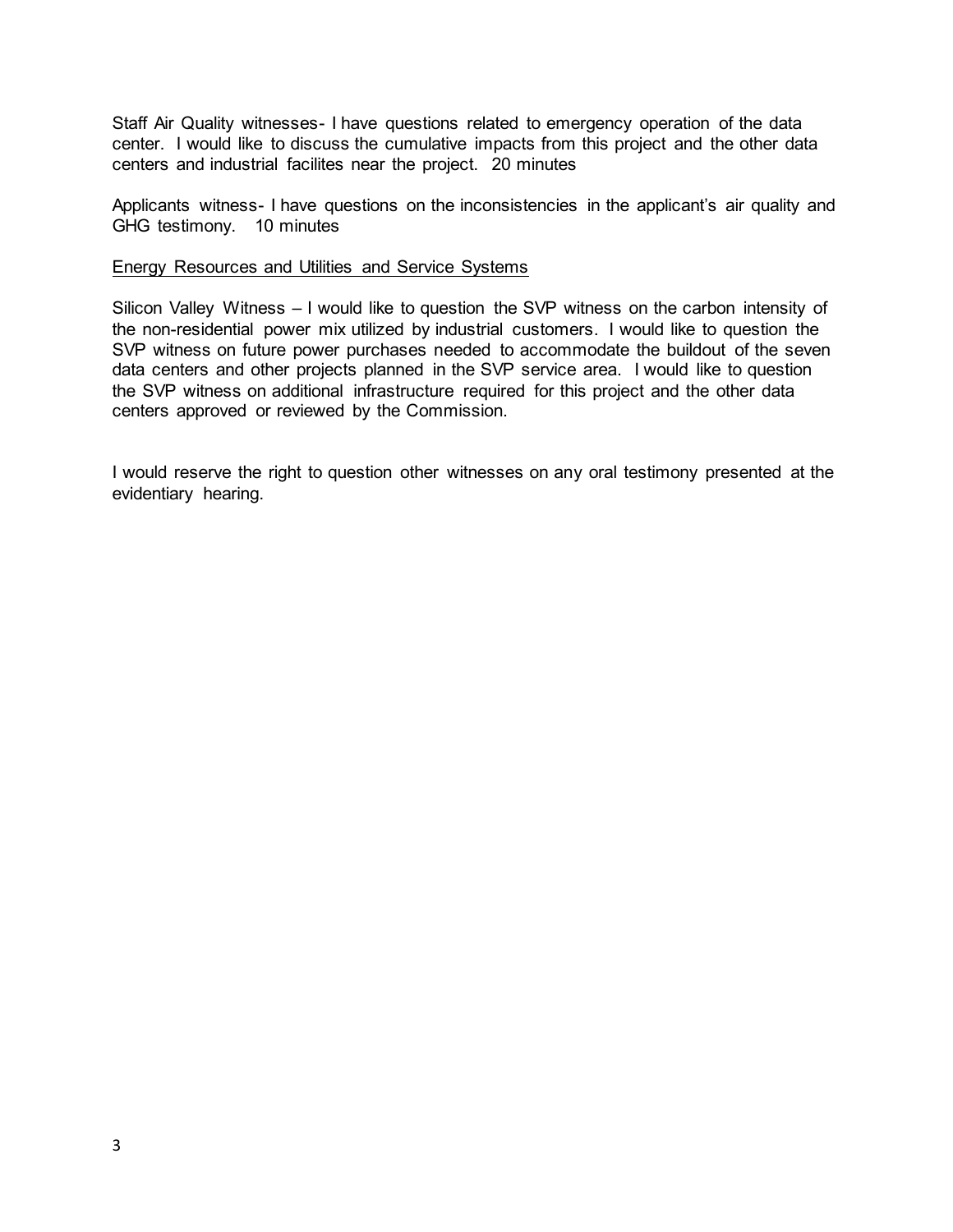Staff Air Quality witnesses- I have questions related to emergency operation of the data center. I would like to discuss the cumulative impacts from this project and the other data centers and industrial facilites near the project. 20 minutes

Applicants witness- I have questions on the inconsistencies in the applicant's air quality and GHG testimony. 10 minutes

<u>Energy Resources and Utilities and Service Systems</u>

Silicon Valley Witness – I would like to question the SVP witness on the carbon intensity of the non-residential power mix utilized by industrial customers. I would like to question the SVP witness on future power purchases needed to accommodate the buildout of the seven data centers and other projects planned in the SVP service area. I would like to question the SVP witness on additional infrastructure required for this project and the other data centers approved or reviewed by the Commission.

I would reserve the right to question other witnesses on any oral testimony presented at the evidentiary hearing.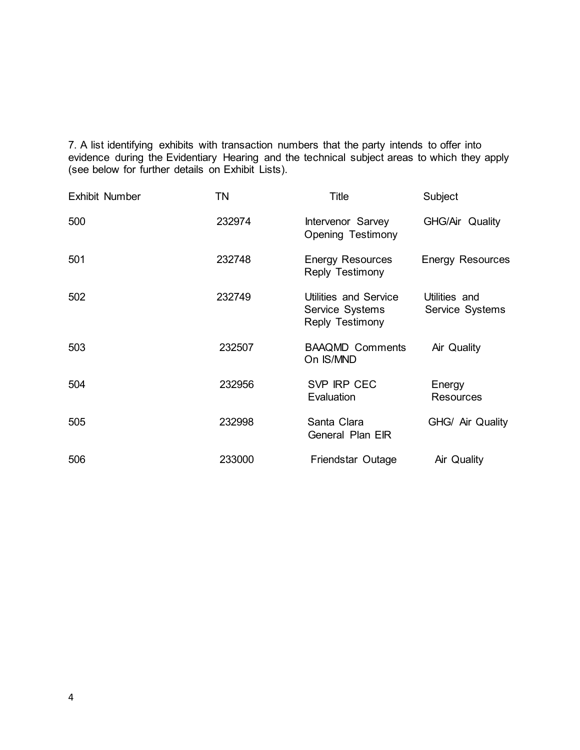7. A list identifying exhibits with transaction numbers that the party intends to offer into evidence during the Evidentiary Hearing and the technical subject areas to which they apply (see below for further details on Exhibit Lists).

| Exhibit Number | TN | Title | Subject |
|---|---|---|---|
| 500 | 232974 | Intervenor Sarvey Opening Testimony | GHG/Air Quality |
| 501 | 232748 | Energy Resources Reply Testimony | Energy Resources |
| 502 | 232749 | Utilities and Service Service Systems Reply Testimony | Utilities and Service Systems |
| 503 | 232507 | BAAQMD Comments On IS/MND | Air Quality |
| 504 | 232956 | SVP IRP CEC Evaluation | Energy Resources |
| 505 | 232998 | Santa Clara General Plan EIR | GHG/ Air Quality |
| 506 | 233000 | Friendstar Outage | Air Quality |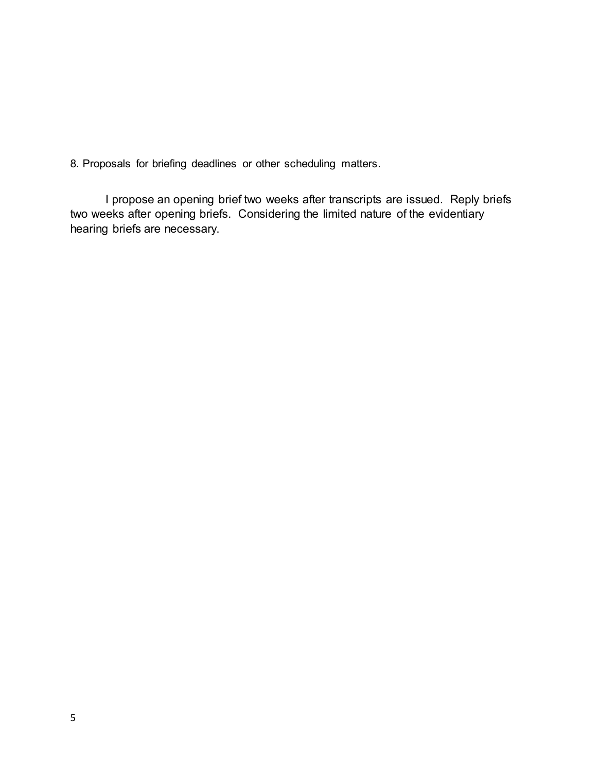8. Proposals for briefing deadlines or other scheduling matters.

I propose an opening brief two weeks after transcripts are issued. Reply briefs two weeks after opening briefs. Considering the limited nature of the evidentiary hearing briefs are necessary.